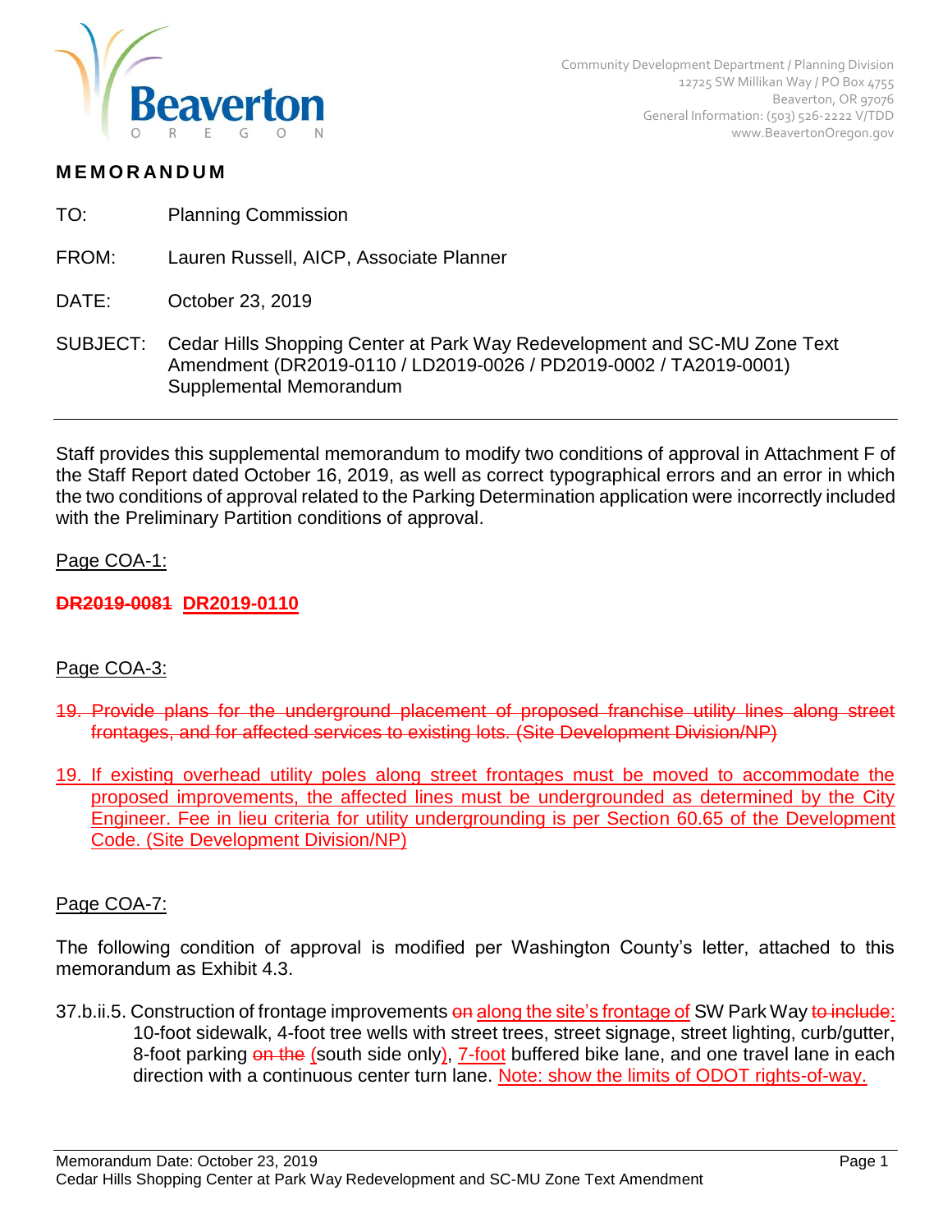Community Development Department / Planning Division
12725 SW Millikan Way / PO Box 4755
Beaverton, OR 97076
General Information: (503) 526-2222 V/TDD
www.BeavertonOregon.gov

# MEMORANDUM

TO: Planning Commission

FROM: Lauren Russell, AICP, Associate Planner

DATE: October 23, 2019

SUBJECT: Cedar Hills Shopping Center at Park Way Redevelopment and SC-MU Zone Text Amendment (DR2019-0110 / LD2019-0026 / PD2019-0002 / TA2019-0001) Supplemental Memorandum

---

Staff provides this supplemental memorandum to modify two conditions of approval in Attachment F of the Staff Report dated October 16, 2019, as well as correct typographical errors and an error in which the two conditions of approval related to the Parking Determination application were incorrectly included with the Preliminary Partition conditions of approval.

<u>Page COA-1:</u>

**~~DR2019-0081~~ <u>DR2019-0110</u>**

<u>Page COA-3:</u>

~~19. Provide plans for the underground placement of proposed franchise utility lines along street frontages, and for affected services to existing lots. (Site Development Division/NP)~~

<u>19. If existing overhead utility poles along street frontages must be moved to accommodate the proposed improvements, the affected lines must be undergrounded as determined by the City Engineer. Fee in lieu criteria for utility undergrounding is per Section 60.65 of the Development Code. (Site Development Division/NP)</u>

<u>Page COA-7:</u>

The following condition of approval is modified per Washington County's letter, attached to this memorandum as Exhibit 4.3.

37.b.ii.5. Construction of frontage improvements ~~on~~ <u>along the site's frontage of</u> SW Park Way ~~to include~~<u>:</u> 10-foot sidewalk, 4-foot tree wells with street trees, street signage, street lighting, curb/gutter, 8-foot parking ~~on the~~ <u>(</u>south side only<u>)</u>, <u>7-foot</u> buffered bike lane, and one travel lane in each direction with a continuous center turn lane. <u>Note: show the limits of ODOT rights-of-way.</u>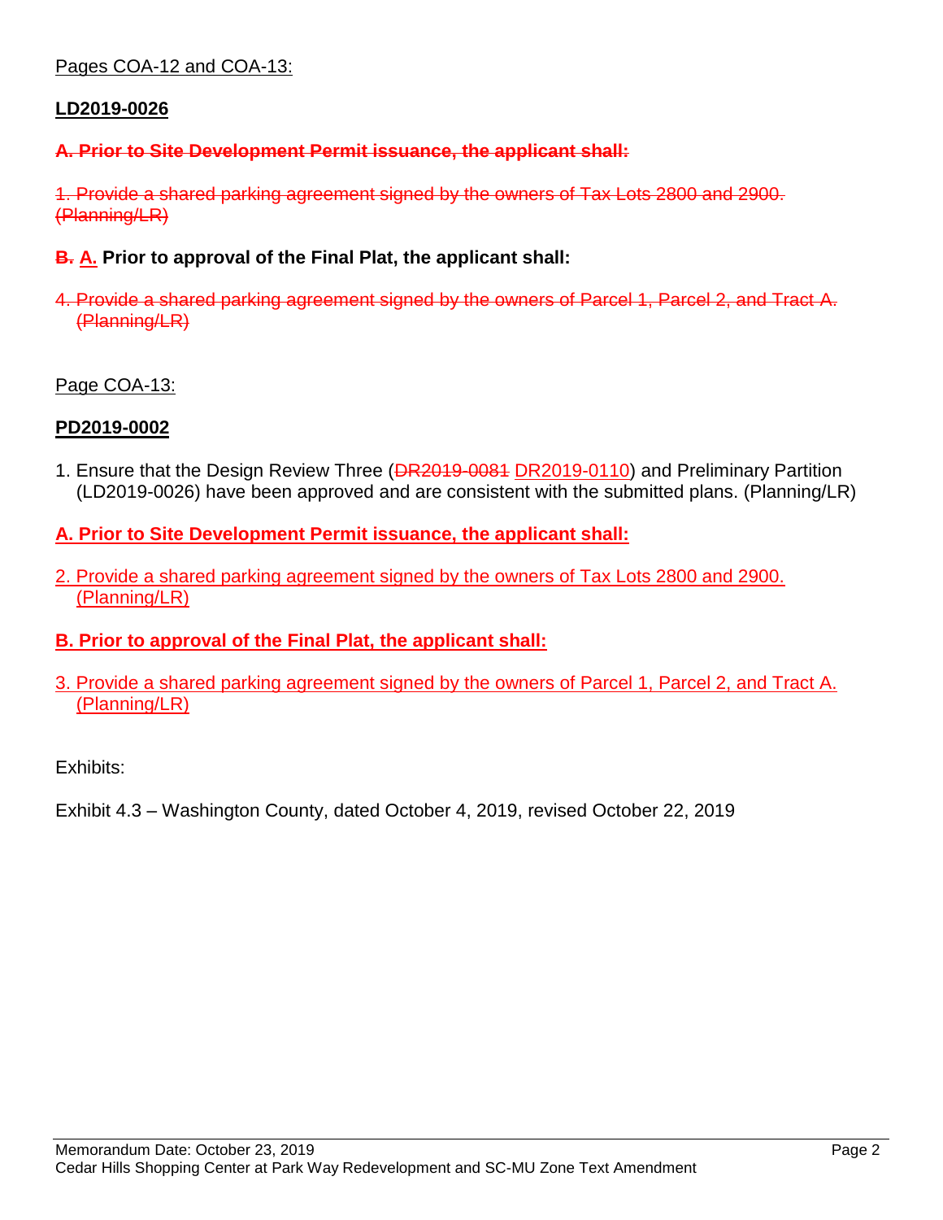Pages COA-12 and COA-13:

**LD2019-0026**

~~**A. Prior to Site Development Permit issuance, the applicant shall:**~~

~~1. Provide a shared parking agreement signed by the owners of Tax Lots 2800 and 2900. (Planning/LR)~~

~~**B.**~~ **A. Prior to approval of the Final Plat, the applicant shall:**

~~4. Provide a shared parking agreement signed by the owners of Parcel 1, Parcel 2, and Tract A. (Planning/LR)~~

Page COA-13:

**PD2019-0002**

1. Ensure that the Design Review Three (~~DR2019-0081~~ DR2019-0110) and Preliminary Partition (LD2019-0026) have been approved and are consistent with the submitted plans. (Planning/LR)

**A. Prior to Site Development Permit issuance, the applicant shall:**

2. Provide a shared parking agreement signed by the owners of Tax Lots 2800 and 2900. (Planning/LR)

**B. Prior to approval of the Final Plat, the applicant shall:**

3. Provide a shared parking agreement signed by the owners of Parcel 1, Parcel 2, and Tract A. (Planning/LR)

Exhibits:

Exhibit 4.3 – Washington County, dated October 4, 2019, revised October 22, 2019